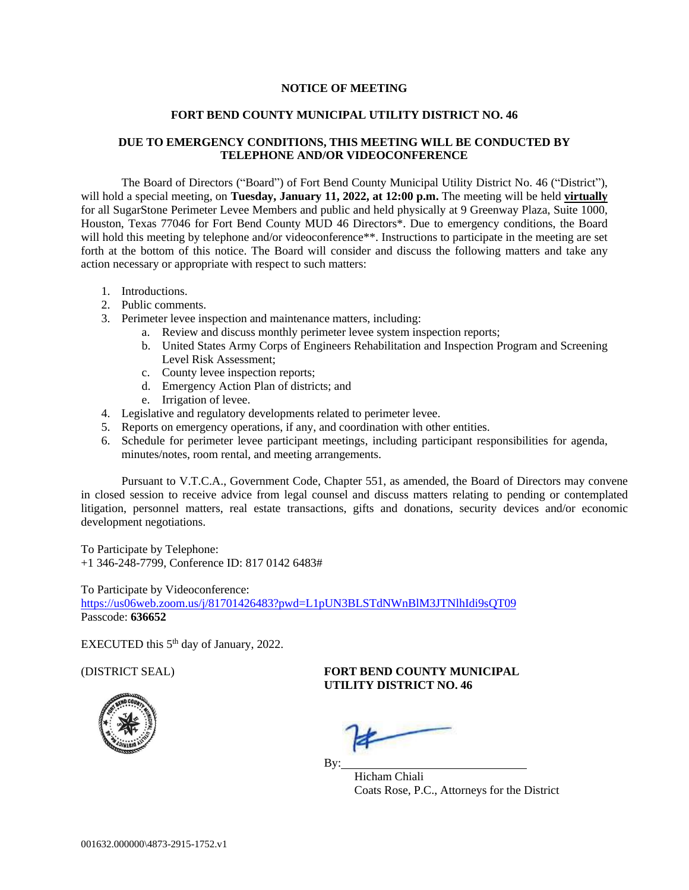**NOTICE OF MEETING**

**FORT BEND COUNTY MUNICIPAL UTILITY DISTRICT NO. 46**

**DUE TO EMERGENCY CONDITIONS, THIS MEETING WILL BE CONDUCTED BY TELEPHONE AND/OR VIDEOCONFERENCE**

The Board of Directors ("Board") of Fort Bend County Municipal Utility District No. 46 ("District"), will hold a special meeting, on **Tuesday, January 11, 2022, at 12:00 p.m.** The meeting will be held **virtually** for all SugarStone Perimeter Levee Members and public and held physically at 9 Greenway Plaza, Suite 1000, Houston, Texas 77046 for Fort Bend County MUD 46 Directors*. Due to emergency conditions, the Board will hold this meeting by telephone and/or videoconference**. Instructions to participate in the meeting are set forth at the bottom of this notice. The Board will consider and discuss the following matters and take any action necessary or appropriate with respect to such matters:

1. Introductions.
2. Public comments.
3. Perimeter levee inspection and maintenance matters, including:
   a. Review and discuss monthly perimeter levee system inspection reports;
   b. United States Army Corps of Engineers Rehabilitation and Inspection Program and Screening Level Risk Assessment;
   c. County levee inspection reports;
   d. Emergency Action Plan of districts; and
   e. Irrigation of levee.
4. Legislative and regulatory developments related to perimeter levee.
5. Reports on emergency operations, if any, and coordination with other entities.
6. Schedule for perimeter levee participant meetings, including participant responsibilities for agenda, minutes/notes, room rental, and meeting arrangements.

Pursuant to V.T.C.A., Government Code, Chapter 551, as amended, the Board of Directors may convene in closed session to receive advice from legal counsel and discuss matters relating to pending or contemplated litigation, personnel matters, real estate transactions, gifts and donations, security devices and/or economic development negotiations.

To Participate by Telephone:
+1 346-248-7799, Conference ID: 817 0142 6483#

To Participate by Videoconference:
https://us06web.zoom.us/j/81701426483?pwd=L1pUN3BLSTdNWnBlM3JTNlhIdi9sQT09
Passcode: **636652**

EXECUTED this 5th day of January, 2022.

(DISTRICT SEAL)

**FORT BEND COUNTY MUNICIPAL UTILITY DISTRICT NO. 46**

By:______________________________
Hicham Chiali
Coats Rose, P.C., Attorneys for the District

001632.000000\4873-2915-1752.v1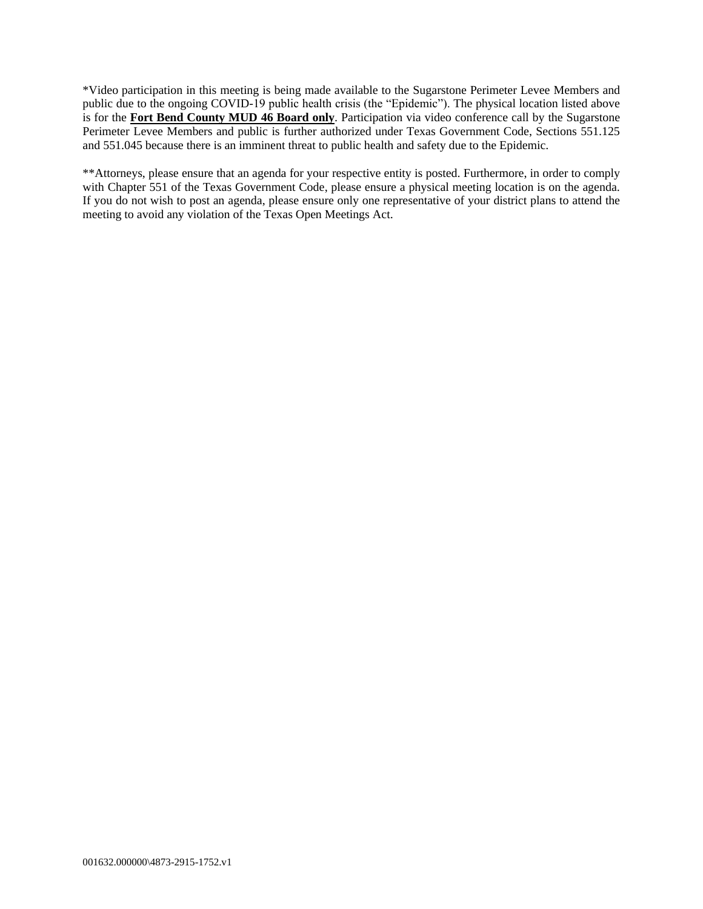*Video participation in this meeting is being made available to the Sugarstone Perimeter Levee Members and public due to the ongoing COVID-19 public health crisis (the "Epidemic"). The physical location listed above is for the **Fort Bend County MUD 46 Board only**. Participation via video conference call by the Sugarstone Perimeter Levee Members and public is further authorized under Texas Government Code, Sections 551.125 and 551.045 because there is an imminent threat to public health and safety due to the Epidemic.

**Attorneys, please ensure that an agenda for your respective entity is posted. Furthermore, in order to comply with Chapter 551 of the Texas Government Code, please ensure a physical meeting location is on the agenda. If you do not wish to post an agenda, please ensure only one representative of your district plans to attend the meeting to avoid any violation of the Texas Open Meetings Act.

001632.000000\4873-2915-1752.v1